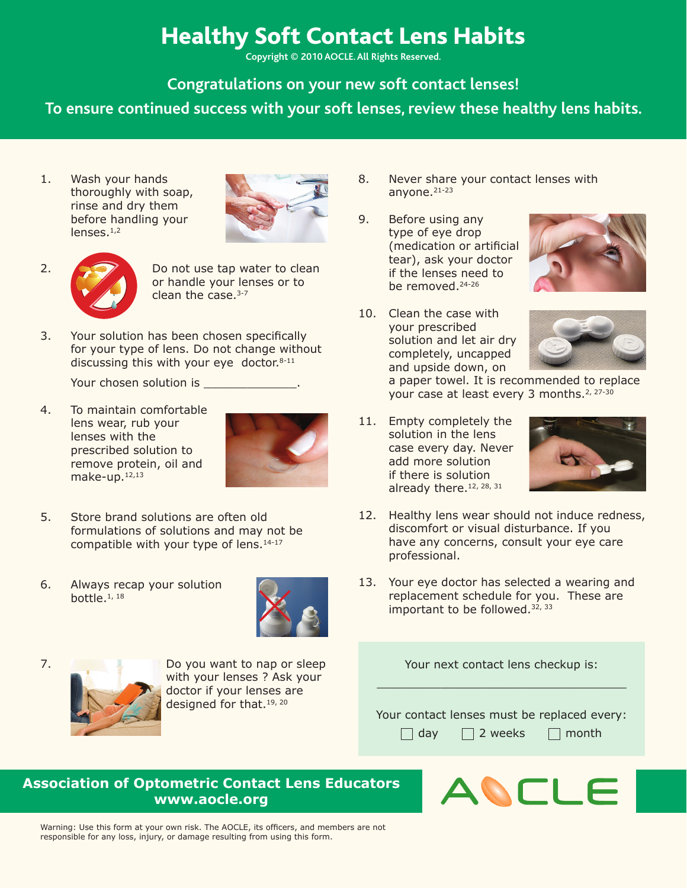# Healthy Soft Contact Lens Habits

Copyright © 2010 AOCLE. All Rights Reserved.

**Congratulations on your new soft contact lenses!**

**To ensure continued success with your soft lenses, review these healthy lens habits.**

1. Wash your hands thoroughly with soap, rinse and dry them before handling your lenses.[1,2]

2. Do not use tap water to clean or handle your lenses or to clean the case.[3-7]

3. Your solution has been chosen specifically for your type of lens. Do not change without discussing this with your eye doctor.[8-11]

   Your chosen solution is _____________.

4. To maintain comfortable lens wear, rub your lenses with the prescribed solution to remove protein, oil and make-up.[12,13]

5. Store brand solutions are often old formulations of solutions and may not be compatible with your type of lens.[14-17]

6. Always recap your solution bottle.[1, 18]

7. Do you want to nap or sleep with your lenses ? Ask your doctor if your lenses are designed for that.[19, 20]

8. Never share your contact lenses with anyone.[21-23]

9. Before using any type of eye drop (medication or artificial tear), ask your doctor if the lenses need to be removed.[24-26]

10. Clean the case with your prescribed solution and let air dry completely, uncapped and upside down, on a paper towel. It is recommended to replace your case at least every 3 months.[2, 27-30]

11. Empty completely the solution in the lens case every day. Never add more solution if there is solution already there.[12, 28, 31]

12. Healthy lens wear should not induce redness, discomfort or visual disturbance. If you have any concerns, consult your eye care professional.

13. Your eye doctor has selected a wearing and replacement schedule for you. These are important to be followed.[32, 33]

Your next contact lens checkup is:

___________________________________

Your contact lenses must be replaced every:

☐ day ☐ 2 weeks ☐ month

**Association of Optometric Contact Lens Educators**
**www.aocle.org**

AOCLE

Warning: Use this form at your own risk. The AOCLE, its officers, and members are not responsible for any loss, injury, or damage resulting from using this form.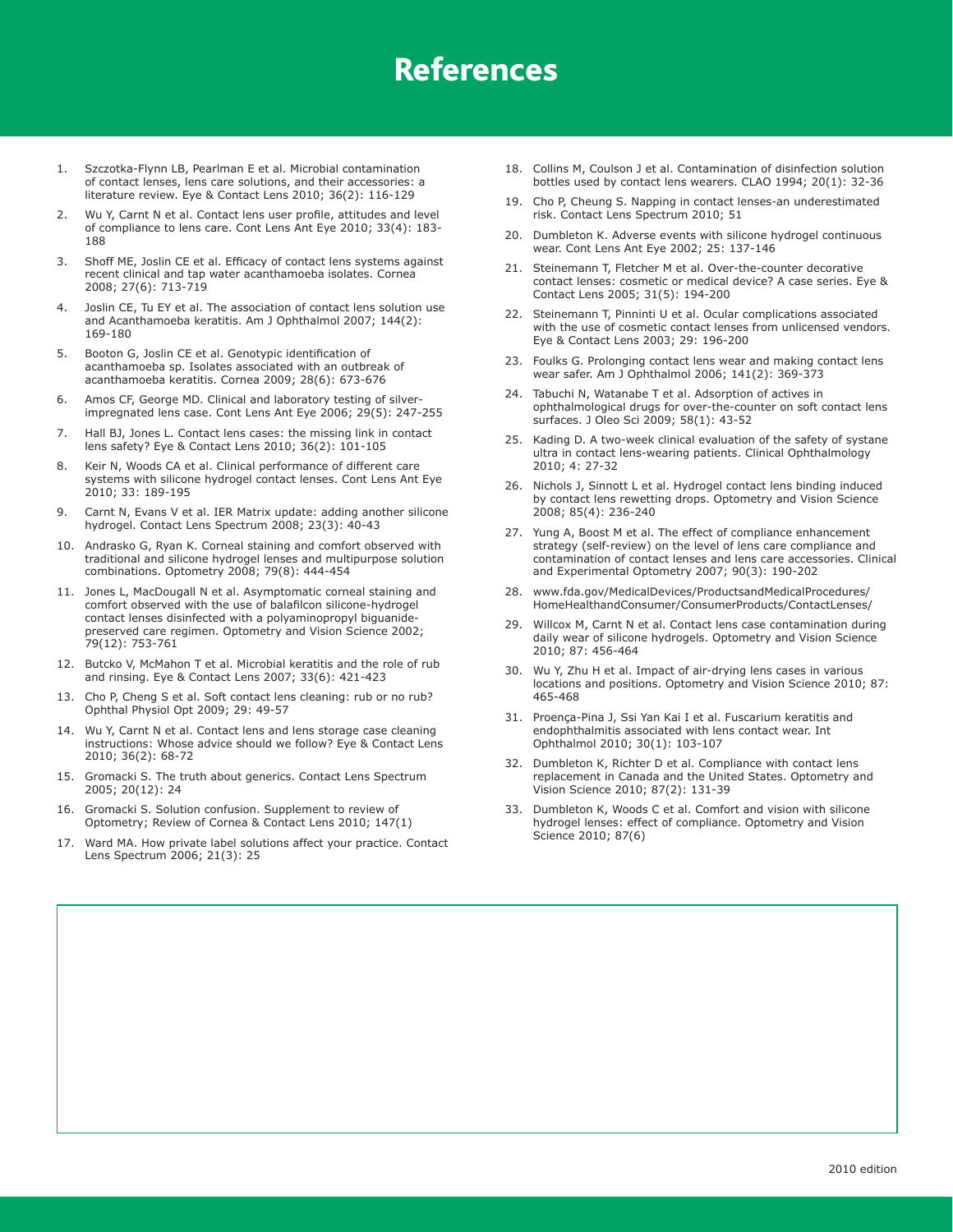# References

1. Szczotka-Flynn LB, Pearlman E et al. Microbial contamination of contact lenses, lens care solutions, and their accessories: a literature review. Eye & Contact Lens 2010; 36(2): 116-129
2. Wu Y, Carnt N et al. Contact lens user profile, attitudes and level of compliance to lens care. Cont Lens Ant Eye 2010; 33(4): 183-188
3. Shoff ME, Joslin CE et al. Efficacy of contact lens systems against recent clinical and tap water acanthamoeba isolates. Cornea 2008; 27(6): 713-719
4. Joslin CE, Tu EY et al. The association of contact lens solution use and Acanthamoeba keratitis. Am J Ophthalmol 2007; 144(2): 169-180
5. Booton G, Joslin CE et al. Genotypic identification of acanthamoeba sp. Isolates associated with an outbreak of acanthamoeba keratitis. Cornea 2009; 28(6): 673-676
6. Amos CF, George MD. Clinical and laboratory testing of silver-impregnated lens case. Cont Lens Ant Eye 2006; 29(5): 247-255
7. Hall BJ, Jones L. Contact lens cases: the missing link in contact lens safety? Eye & Contact Lens 2010; 36(2): 101-105
8. Keir N, Woods CA et al. Clinical performance of different care systems with silicone hydrogel contact lenses. Cont Lens Ant Eye 2010; 33: 189-195
9. Carnt N, Evans V et al. IER Matrix update: adding another silicone hydrogel. Contact Lens Spectrum 2008; 23(3): 40-43
10. Andrasko G, Ryan K. Corneal staining and comfort observed with traditional and silicone hydrogel lenses and multipurpose solution combinations. Optometry 2008; 79(8): 444-454
11. Jones L, MacDougall N et al. Asymptomatic corneal staining and comfort observed with the use of balafilcon silicone-hydrogel contact lenses disinfected with a polyaminopropyl biguanide-preserved care regimen. Optometry and Vision Science 2002; 79(12): 753-761
12. Butcko V, McMahon T et al. Microbial keratitis and the role of rub and rinsing. Eye & Contact Lens 2007; 33(6): 421-423
13. Cho P, Cheng S et al. Soft contact lens cleaning: rub or no rub? Ophthal Physiol Opt 2009; 29: 49-57
14. Wu Y, Carnt N et al. Contact lens and lens storage case cleaning instructions: Whose advice should we follow? Eye & Contact Lens 2010; 36(2): 68-72
15. Gromacki S. The truth about generics. Contact Lens Spectrum 2005; 20(12): 24
16. Gromacki S. Solution confusion. Supplement to review of Optometry; Review of Cornea & Contact Lens 2010; 147(1)
17. Ward MA. How private label solutions affect your practice. Contact Lens Spectrum 2006; 21(3): 25
18. Collins M, Coulson J et al. Contamination of disinfection solution bottles used by contact lens wearers. CLAO 1994; 20(1): 32-36
19. Cho P, Cheung S. Napping in contact lenses-an underestimated risk. Contact Lens Spectrum 2010; 51
20. Dumbleton K. Adverse events with silicone hydrogel continuous wear. Cont Lens Ant Eye 2002; 25: 137-146
21. Steinemann T, Fletcher M et al. Over-the-counter decorative contact lenses: cosmetic or medical device? A case series. Eye & Contact Lens 2005; 31(5): 194-200
22. Steinemann T, Pinninti U et al. Ocular complications associated with the use of cosmetic contact lenses from unlicensed vendors. Eye & Contact Lens 2003; 29: 196-200
23. Foulks G. Prolonging contact lens wear and making contact lens wear safer. Am J Ophthalmol 2006; 141(2): 369-373
24. Tabuchi N, Watanabe T et al. Adsorption of actives in ophthalmological drugs for over-the-counter on soft contact lens surfaces. J Oleo Sci 2009; 58(1): 43-52
25. Kading D. A two-week clinical evaluation of the safety of systane ultra in contact lens-wearing patients. Clinical Ophthalmology 2010; 4: 27-32
26. Nichols J, Sinnott L et al. Hydrogel contact lens binding induced by contact lens rewetting drops. Optometry and Vision Science 2008; 85(4): 236-240
27. Yung A, Boost M et al. The effect of compliance enhancement strategy (self-review) on the level of lens care compliance and contamination of contact lenses and lens care accessories. Clinical and Experimental Optometry 2007; 90(3): 190-202
28. www.fda.gov/MedicalDevices/ProductsandMedicalProcedures/HomeHealthandConsumer/ConsumerProducts/ContactLenses/
29. Willcox M, Carnt N et al. Contact lens case contamination during daily wear of silicone hydrogels. Optometry and Vision Science 2010; 87: 456-464
30. Wu Y, Zhu H et al. Impact of air-drying lens cases in various locations and positions. Optometry and Vision Science 2010; 87: 465-468
31. Proença-Pina J, Ssi Yan Kai I et al. Fuscarium keratitis and endophthalmitis associated with lens contact wear. Int Ophthalmol 2010; 30(1): 103-107
32. Dumbleton K, Richter D et al. Compliance with contact lens replacement in Canada and the United States. Optometry and Vision Science 2010; 87(2): 131-39
33. Dumbleton K, Woods C et al. Comfort and vision with silicone hydrogel lenses: effect of compliance. Optometry and Vision Science 2010; 87(6)

2010 edition